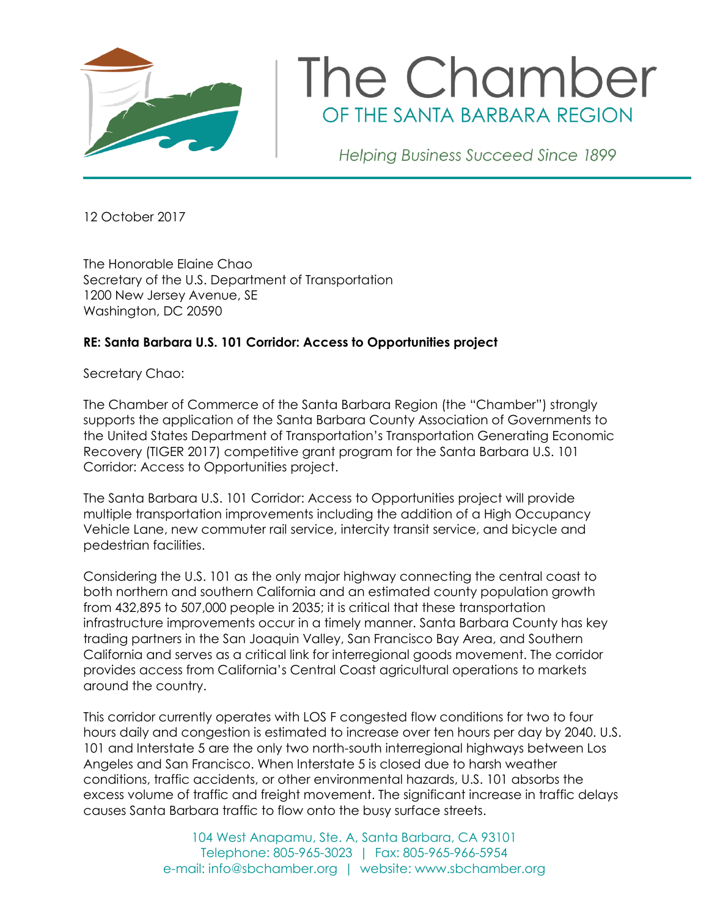# The Chamber

OF THE SANTA BARBARA REGION

*Helping Business Succeed Since 1899*

12 October 2017

The Honorable Elaine Chao
Secretary of the U.S. Department of Transportation
1200 New Jersey Avenue, SE
Washington, DC 20590

**RE: Santa Barbara U.S. 101 Corridor: Access to Opportunities project**

Secretary Chao:

The Chamber of Commerce of the Santa Barbara Region (the "Chamber") strongly supports the application of the Santa Barbara County Association of Governments to the United States Department of Transportation's Transportation Generating Economic Recovery (TIGER 2017) competitive grant program for the Santa Barbara U.S. 101 Corridor: Access to Opportunities project.

The Santa Barbara U.S. 101 Corridor: Access to Opportunities project will provide multiple transportation improvements including the addition of a High Occupancy Vehicle Lane, new commuter rail service, intercity transit service, and bicycle and pedestrian facilities.

Considering the U.S. 101 as the only major highway connecting the central coast to both northern and southern California and an estimated county population growth from 432,895 to 507,000 people in 2035; it is critical that these transportation infrastructure improvements occur in a timely manner. Santa Barbara County has key trading partners in the San Joaquin Valley, San Francisco Bay Area, and Southern California and serves as a critical link for interregional goods movement. The corridor provides access from California's Central Coast agricultural operations to markets around the country.

This corridor currently operates with LOS F congested flow conditions for two to four hours daily and congestion is estimated to increase over ten hours per day by 2040. U.S. 101 and Interstate 5 are the only two north-south interregional highways between Los Angeles and San Francisco. When Interstate 5 is closed due to harsh weather conditions, traffic accidents, or other environmental hazards, U.S. 101 absorbs the excess volume of traffic and freight movement. The significant increase in traffic delays causes Santa Barbara traffic to flow onto the busy surface streets.

104 West Anapamu, Ste. A, Santa Barbara, CA 93101
Telephone: 805-965-3023 | Fax: 805-965-966-5954
e-mail: info@sbchamber.org | website: www.sbchamber.org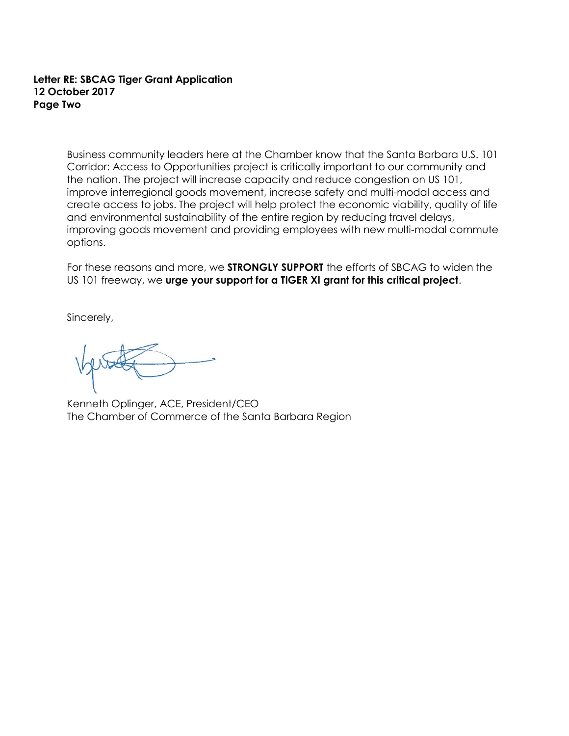**Letter RE: SBCAG Tiger Grant Application**
**12 October 2017**
**Page Two**

Business community leaders here at the Chamber know that the Santa Barbara U.S. 101 Corridor: Access to Opportunities project is critically important to our community and the nation. The project will increase capacity and reduce congestion on US 101, improve interregional goods movement, increase safety and multi-modal access and create access to jobs. The project will help protect the economic viability, quality of life and environmental sustainability of the entire region by reducing travel delays, improving goods movement and providing employees with new multi-modal commute options.

For these reasons and more, we **STRONGLY SUPPORT** the efforts of SBCAG to widen the US 101 freeway, we **urge your support for a TIGER XI grant for this critical project**.

Sincerely,

Kenneth Oplinger, ACE, President/CEO
The Chamber of Commerce of the Santa Barbara Region